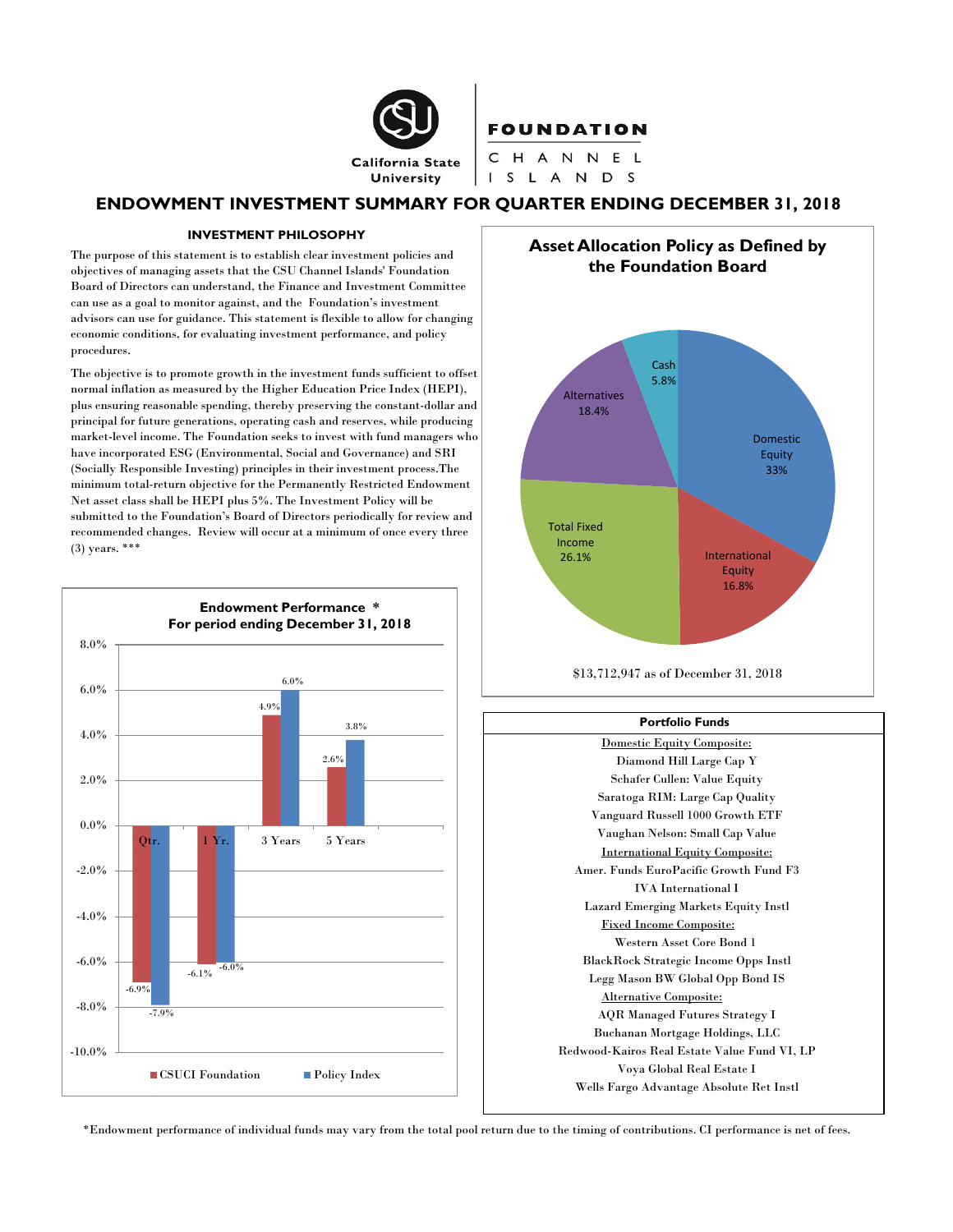California State University

**FOUNDATION**
CHANNEL ISLANDS

# ENDOWMENT INVESTMENT SUMMARY FOR QUARTER ENDING DECEMBER 31, 2018

## INVESTMENT PHILOSOPHY

The purpose of this statement is to establish clear investment policies and objectives of managing assets that the CSU Channel Islands' Foundation Board of Directors can understand, the Finance and Investment Committee can use as a goal to monitor against, and the Foundation's investment advisors can use for guidance. This statement is flexible to allow for changing economic conditions, for evaluating investment performance, and policy procedures.

The objective is to promote growth in the investment funds sufficient to offset normal inflation as measured by the Higher Education Price Index (HEPI), plus ensuring reasonable spending, thereby preserving the constant-dollar and principal for future generations, operating cash and reserves, while producing market-level income. The Foundation seeks to invest with fund managers who have incorporated ESG (Environmental, Social and Governance) and SRI (Socially Responsible Investing) principles in their investment process.The minimum total-return objective for the Permanently Restricted Endowment Net asset class shall be HEPI plus 5%. The Investment Policy will be submitted to the Foundation's Board of Directors periodically for review and recommended changes. Review will occur at a minimum of once every three (3) years. ***

### Endowment Performance *
### For period ending December 31, 2018

| Period | CSUCI Foundation | Policy Index |
|---|---|---|
| Qtr. | -6.9% | -7.9% |
| 1 Yr. | -6.1% | -6.0% |
| 3 Years | 4.9% | 6.0% |
| 5 Years | 2.6% | 3.8% |

### Asset Allocation Policy as Defined by the Foundation Board

| Asset Class | Allocation |
|---|---|
| Domestic Equity | 33% |
| International Equity | 16.8% |
| Total Fixed Income | 26.1% |
| Alternatives | 18.4% |
| Cash | 5.8% |

$13,712,947 as of December 31, 2018

### Portfolio Funds

Domestic Equity Composite:
- Diamond Hill Large Cap Y
- Schafer Cullen: Value Equity
- Saratoga RIM: Large Cap Quality
- Vanguard Russell 1000 Growth ETF
- Vaughan Nelson: Small Cap Value

International Equity Composite:
- Amer. Funds EuroPacific Growth Fund F3
- IVA International I
- Lazard Emerging Markets Equity Instl

Fixed Income Composite:
- Western Asset Core Bond 1
- BlackRock Strategic Income Opps Instl
- Legg Mason BW Global Opp Bond IS

Alternative Composite:
- AQR Managed Futures Strategy I
- Buchanan Mortgage Holdings, LLC
- Redwood-Kairos Real Estate Value Fund VI, LP
- Voya Global Real Estate I
- Wells Fargo Advantage Absolute Ret Instl

*Endowment performance of individual funds may vary from the total pool return due to the timing of contributions. CI performance is net of fees.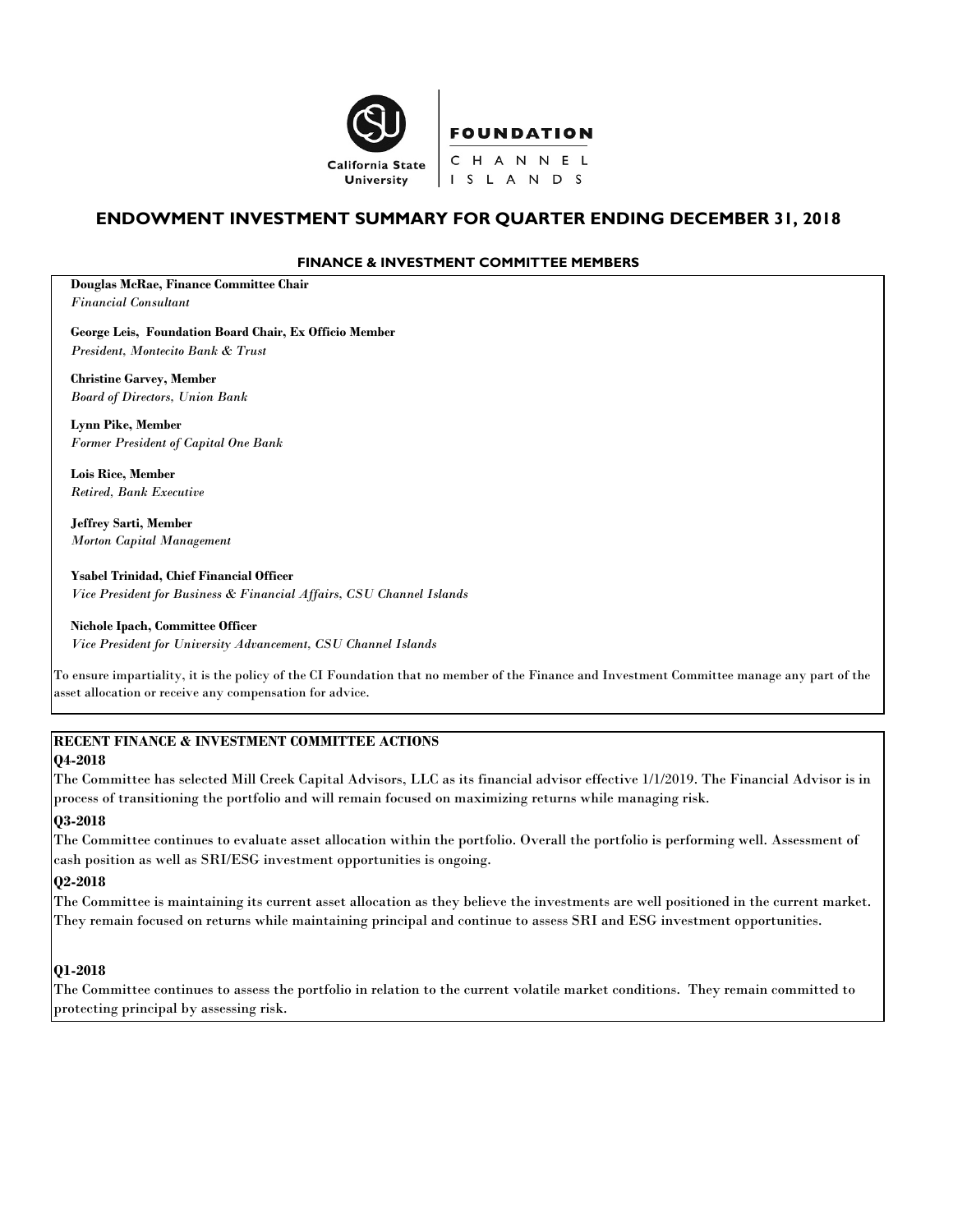California State University | FOUNDATION CHANNEL ISLANDS

# ENDOWMENT INVESTMENT SUMMARY FOR QUARTER ENDING DECEMBER 31, 2018

## FINANCE & INVESTMENT COMMITTEE MEMBERS

**Douglas McRae, Finance Committee Chair**
*Financial Consultant*

**George Leis, Foundation Board Chair, Ex Officio Member**
*President, Montecito Bank & Trust*

**Christine Garvey, Member**
*Board of Directors, Union Bank*

**Lynn Pike, Member**
*Former President of Capital One Bank*

**Lois Rice, Member**
*Retired, Bank Executive*

**Jeffrey Sarti, Member**
*Morton Capital Management*

**Ysabel Trinidad, Chief Financial Officer**
*Vice President for Business & Financial Affairs, CSU Channel Islands*

**Nichole Ipach, Committee Officer**
*Vice President for University Advancement, CSU Channel Islands*

To ensure impartiality, it is the policy of the CI Foundation that no member of the Finance and Investment Committee manage any part of the asset allocation or receive any compensation for advice.

## RECENT FINANCE & INVESTMENT COMMITTEE ACTIONS

**Q4-2018**

The Committee has selected Mill Creek Capital Advisors, LLC as its financial advisor effective 1/1/2019. The Financial Advisor is in process of transitioning the portfolio and will remain focused on maximizing returns while managing risk.

**Q3-2018**

The Committee continues to evaluate asset allocation within the portfolio. Overall the portfolio is performing well. Assessment of cash position as well as SRI/ESG investment opportunities is ongoing.

**Q2-2018**

The Committee is maintaining its current asset allocation as they believe the investments are well positioned in the current market. They remain focused on returns while maintaining principal and continue to assess SRI and ESG investment opportunities.

**Q1-2018**

The Committee continues to assess the portfolio in relation to the current volatile market conditions. They remain committed to protecting principal by assessing risk.